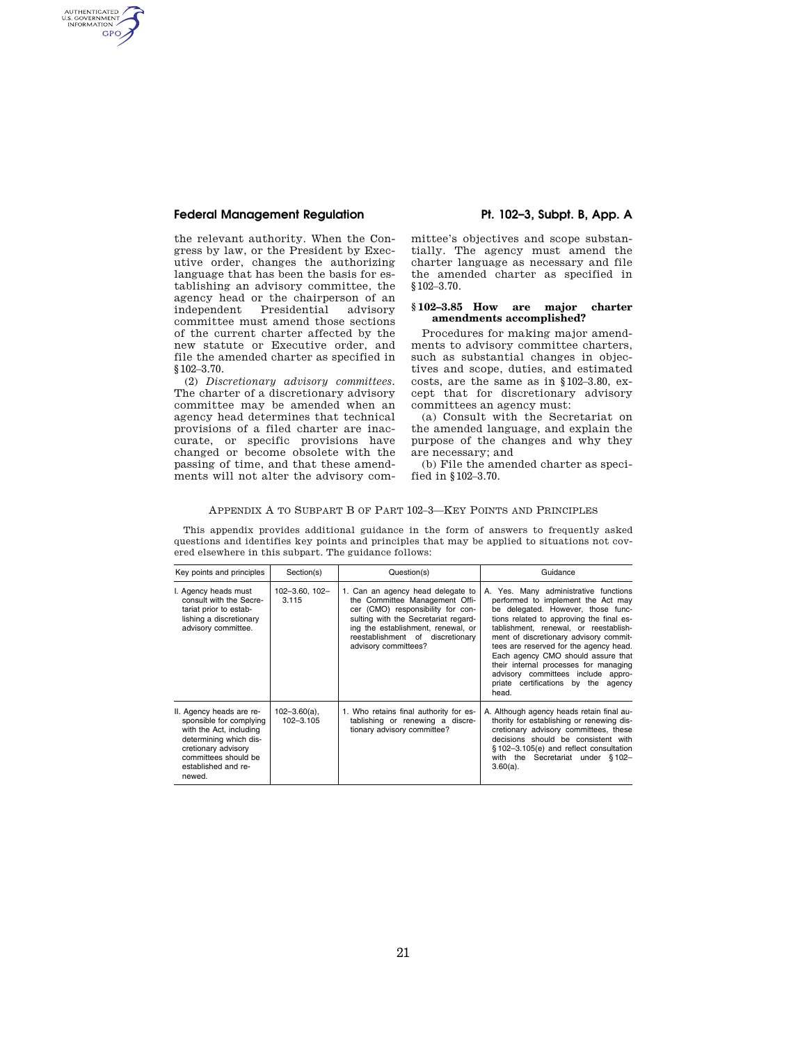the relevant authority. When the Congress by law, or the President by Executive order, changes the authorizing language that has been the basis for establishing an advisory committee, the agency head or the chairperson of an independent Presidential advisory committee must amend those sections of the current charter affected by the new statute or Executive order, and file the amended charter as specified in §102–3.70.

(2) *Discretionary advisory committees.* The charter of a discretionary advisory committee may be amended when an agency head determines that technical provisions of a filed charter are inaccurate, or specific provisions have changed or become obsolete with the passing of time, and that these amendments will not alter the advisory committee's objectives and scope substantially. The agency must amend the charter language as necessary and file the amended charter as specified in §102–3.70.

### § 102–3.85 How are major charter amendments accomplished?

Procedures for making major amendments to advisory committee charters, such as substantial changes in objectives and scope, duties, and estimated costs, are the same as in §102–3.80, except that for discretionary advisory committees an agency must:

(a) Consult with the Secretariat on the amended language, and explain the purpose of the changes and why they are necessary; and

(b) File the amended charter as specified in §102–3.70.

## APPENDIX A TO SUBPART B OF PART 102–3—KEY POINTS AND PRINCIPLES

This appendix provides additional guidance in the form of answers to frequently asked questions and identifies key points and principles that may be applied to situations not covered elsewhere in this subpart. The guidance follows:

| Key points and principles | Section(s) | Question(s) | Guidance |
|---|---|---|---|
| I. Agency heads must consult with the Secretariat prior to establishing a discretionary advisory committee. | 102–3.60, 102–3.115 | 1. Can an agency head delegate to the Committee Management Officer (CMO) responsibility for consulting with the Secretariat regarding the establishment, renewal, or reestablishment of discretionary advisory committees? | A. Yes. Many administrative functions performed to implement the Act may be delegated. However, those functions related to approving the final establishment, renewal, or reestablishment of discretionary advisory committees are reserved for the agency head. Each agency CMO should assure that their internal processes for managing advisory committees include appropriate certifications by the agency head. |
| II. Agency heads are responsible for complying with the Act, including determining which discretionary advisory committees should be established and renewed. | 102–3.60(a), 102–3.105 | 1. Who retains final authority for establishing or renewing a discretionary advisory committee? | A. Although agency heads retain final authority for establishing or renewing discretionary advisory committees, these decisions should be consistent with §102–3.105(e) and reflect consultation with the Secretariat under §102–3.60(a). |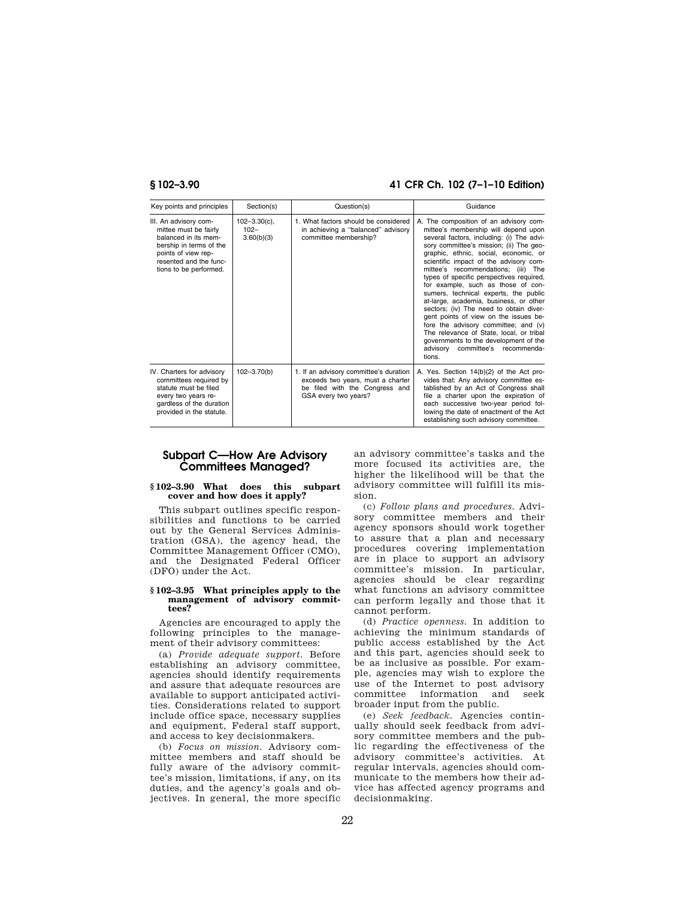| Key points and principles | Section(s) | Question(s) | Guidance |
| --- | --- | --- | --- |
| III. An advisory committee must be fairly balanced in its membership in terms of the points of view represented and the functions to be performed. | 102–3.30(c), 102–3.60(b)(3) | 1. What factors should be considered in achieving a "balanced" advisory committee membership? | A. The composition of an advisory committee's membership will depend upon several factors, including: (i) The advisory committee's mission; (ii) The geographic, ethnic, social, economic, or scientific impact of the advisory committee's recommendations; (iii) The types of specific perspectives required, for example, such as those of consumers, technical experts, the public at-large, academia, business, or other sectors; (iv) The need to obtain divergent points of view on the issues before the advisory committee; and (v) The relevance of State, local, or tribal governments to the development of the advisory committee's recommendations. |
| IV. Charters for advisory committees required by statute must be filed every two years regardless of the duration provided in the statute. | 102–3.70(b) | 1. If an advisory committee's duration exceeds two years, must a charter be filed with the Congress and GSA every two years? | A. Yes. Section 14(b)(2) of the Act provides that: Any advisory committee established by an Act of Congress shall file a charter upon the expiration of each successive two-year period following the date of enactment of the Act establishing such advisory committee. |

## Subpart C—How Are Advisory Committees Managed?

### § 102–3.90 What does this subpart cover and how does it apply?

This subpart outlines specific responsibilities and functions to be carried out by the General Services Administration (GSA), the agency head, the Committee Management Officer (CMO), and the Designated Federal Officer (DFO) under the Act.

### § 102–3.95 What principles apply to the management of advisory committees?

Agencies are encouraged to apply the following principles to the management of their advisory committees:

(a) *Provide adequate support.* Before establishing an advisory committee, agencies should identify requirements and assure that adequate resources are available to support anticipated activities. Considerations related to support include office space, necessary supplies and equipment, Federal staff support, and access to key decisionmakers.

(b) *Focus on mission.* Advisory committee members and staff should be fully aware of the advisory committee's mission, limitations, if any, on its duties, and the agency's goals and objectives. In general, the more specific an advisory committee's tasks and the more focused its activities are, the higher the likelihood will be that the advisory committee will fulfill its mission.

(c) *Follow plans and procedures.* Advisory committee members and their agency sponsors should work together to assure that a plan and necessary procedures covering implementation are in place to support an advisory committee's mission. In particular, agencies should be clear regarding what functions an advisory committee can perform legally and those that it cannot perform.

(d) *Practice openness.* In addition to achieving the minimum standards of public access established by the Act and this part, agencies should seek to be as inclusive as possible. For example, agencies may wish to explore the use of the Internet to post advisory committee information and seek broader input from the public.

(e) *Seek feedback.* Agencies continually should seek feedback from advisory committee members and the public regarding the effectiveness of the advisory committee's activities. At regular intervals, agencies should communicate to the members how their advice has affected agency programs and decisionmaking.